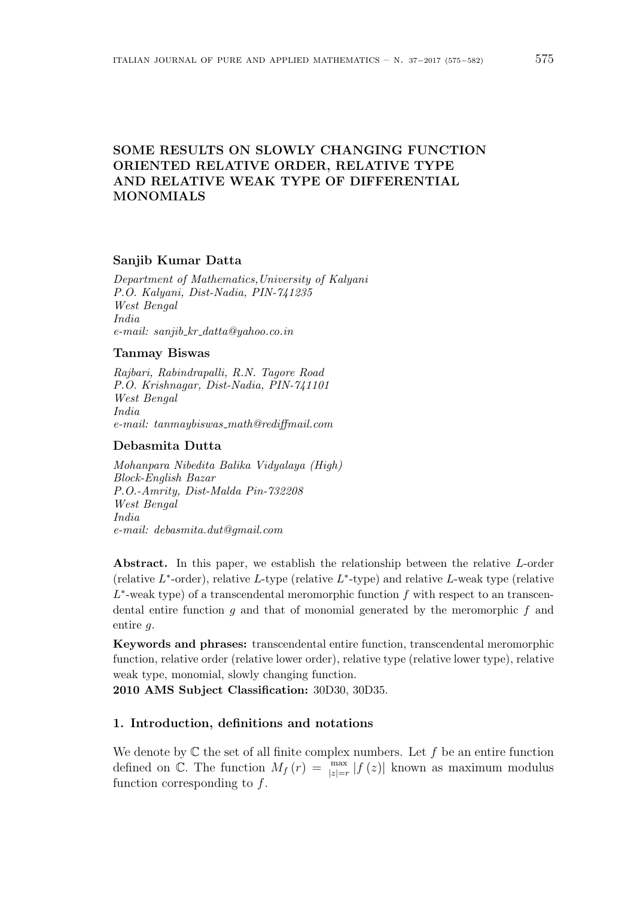# SOME RESULTS ON SLOWLY CHANGING FUNCTION ORIENTED RELATIVE ORDER, RELATIVE TYPE AND RELATIVE WEAK TYPE OF DIFFERENTIAL MONOMIALS

**Sanjib Kumar Datta**

*Department of Mathematics,University of Kalyani*
*P.O. Kalyani, Dist-Nadia, PIN-741235*
*West Bengal*
*India*
*e-mail: sanjib_kr_datta@yahoo.co.in*

**Tanmay Biswas**

*Rajbari, Rabindrapalli, R.N. Tagore Road*
*P.O. Krishnagar, Dist-Nadia, PIN-741101*
*West Bengal*
*India*
*e-mail: tanmaybiswas_math@rediffmail.com*

**Debasmita Dutta**

*Mohanpara Nibedita Balika Vidyalaya (High)*
*Block-English Bazar*
*P.O.-Amrity, Dist-Malda Pin-732208*
*West Bengal*
*India*
*e-mail: debasmita.dut@gmail.com*

**Abstract.** In this paper, we establish the relationship between the relative $L$-order (relative $L^*$-order), relative $L$-type (relative $L^*$-type) and relative $L$-weak type (relative $L^*$-weak type) of a transcendental meromorphic function $f$ with respect to an transcendental entire function $g$ and that of monomial generated by the meromorphic $f$ and entire $g$.

**Keywords and phrases:** transcendental entire function, transcendental meromorphic function, relative order (relative lower order), relative type (relative lower type), relative weak type, monomial, slowly changing function.

**2010 AMS Subject Classification:** 30D30, 30D35.

## 1. Introduction, definitions and notations

We denote by $\mathbb{C}$ the set of all finite complex numbers. Let $f$ be an entire function defined on $\mathbb{C}$. The function $M_f(r) = \max_{|z|=r} |f(z)|$ known as maximum modulus function corresponding to $f$.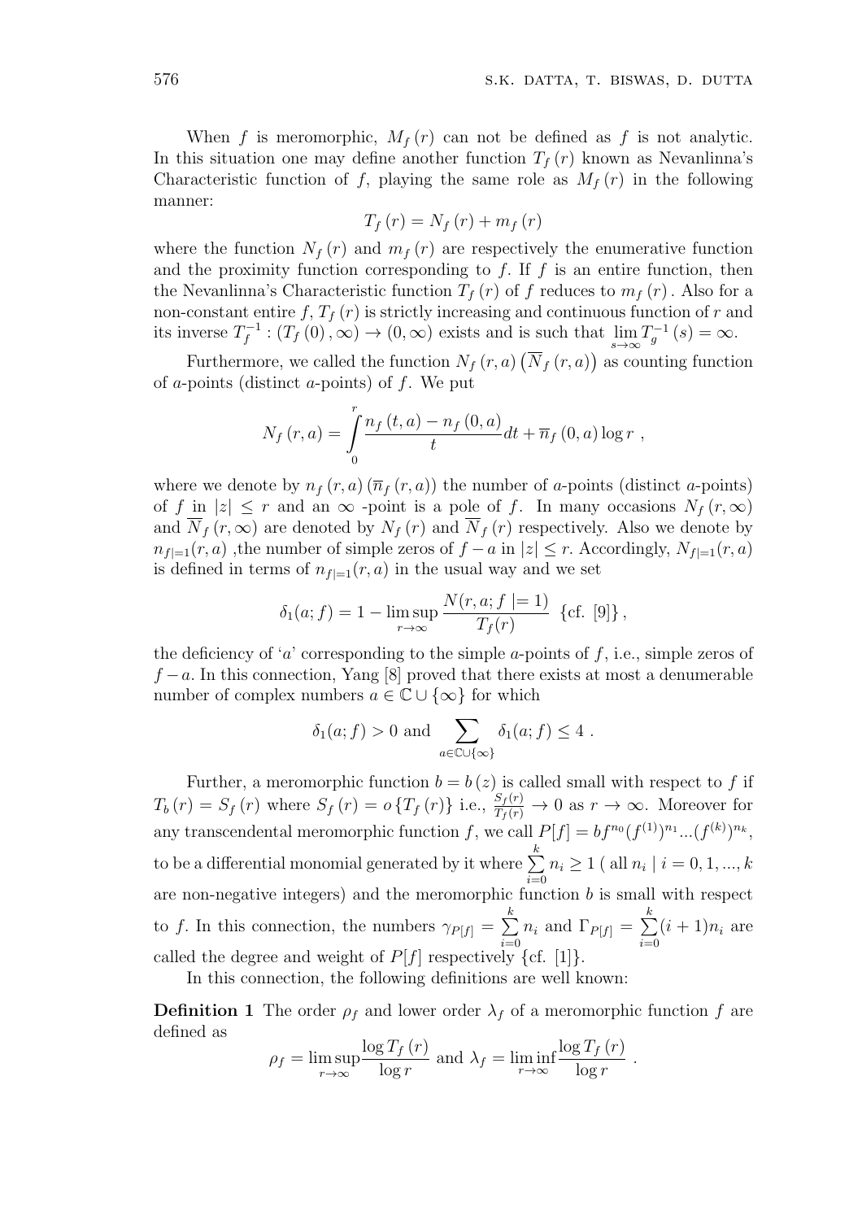When $f$ is meromorphic, $M_f(r)$ can not be defined as $f$ is not analytic. In this situation one may define another function $T_f(r)$ known as Nevanlinna's Characteristic function of $f$, playing the same role as $M_f(r)$ in the following manner:

$$T_f(r) = N_f(r) + m_f(r)$$

where the function $N_f(r)$ and $m_f(r)$ are respectively the enumerative function and the proximity function corresponding to $f$. If $f$ is an entire function, then the Nevanlinna's Characteristic function $T_f(r)$ of $f$ reduces to $m_f(r)$. Also for a non-constant entire $f$, $T_f(r)$ is strictly increasing and continuous function of $r$ and its inverse $T_f^{-1} : (T_f(0), \infty) \to (0, \infty)$ exists and is such that $\lim\limits_{s\to\infty} T_g^{-1}(s) = \infty$.

Furthermore, we called the function $N_f(r,a)$ $\left(\overline{N}_f(r,a)\right)$ as counting function of $a$-points (distinct $a$-points) of $f$. We put

$$N_f(r,a) = \int_0^r \frac{n_f(t,a) - n_f(0,a)}{t} dt + \overline{n}_f(0,a)\log r \ ,$$

where we denote by $n_f(r,a)$ $(\overline{n}_f(r,a))$ the number of $a$-points (distinct $a$-points) of $f$ in $|z| \leq r$ and an $\infty$ -point is a pole of $f$. In many occasions $N_f(r,\infty)$ and $\overline{N}_f(r,\infty)$ are denoted by $N_f(r)$ and $\overline{N}_f(r)$ respectively. Also we denote by $n_{f|=1}(r,a)$ ,the number of simple zeros of $f - a$ in $|z| \leq r$. Accordingly, $N_{f|=1}(r,a)$ is defined in terms of $n_{f|=1}(r,a)$ in the usual way and we set

$$\delta_1(a;f) = 1 - \limsup_{r\to\infty} \frac{N(r,a;f\mid=1)}{T_f(r)} \ \{\text{cf. [9]}\},$$

the deficiency of '$a$' corresponding to the simple $a$-points of $f$, i.e., simple zeros of $f - a$. In this connection, Yang [8] proved that there exists at most a denumerable number of complex numbers $a \in \mathbb{C} \cup \{\infty\}$ for which

$$\delta_1(a;f) > 0 \text{ and } \sum_{a\in\mathbb{C}\cup\{\infty\}} \delta_1(a;f) \leq 4 \ .$$

Further, a meromorphic function $b = b(z)$ is called small with respect to $f$ if $T_b(r) = S_f(r)$ where $S_f(r) = o\{T_f(r)\}$ i.e., $\frac{S_f(r)}{T_f(r)} \to 0$ as $r \to \infty$. Moreover for any transcendental meromorphic function $f$, we call $P[f] = bf^{n_0}(f^{(1)})^{n_1}...(f^{(k)})^{n_k}$, to be a differential monomial generated by it where $\sum\limits_{i=0}^{k} n_i \geq 1$ ( all $n_i \mid i = 0, 1, ..., k$ are non-negative integers) and the meromorphic function $b$ is small with respect to $f$. In this connection, the numbers $\gamma_{P[f]} = \sum\limits_{i=0}^{k} n_i$ and $\Gamma_{P[f]} = \sum\limits_{i=0}^{k} (i+1)n_i$ are called the degree and weight of $P[f]$ respectively {cf. [1]}.

In this connection, the following definitions are well known:

**Definition 1** The order $\rho_f$ and lower order $\lambda_f$ of a meromorphic function $f$ are defined as

$$\rho_f = \limsup_{r\to\infty} \frac{\log T_f(r)}{\log r} \text{ and } \lambda_f = \liminf_{r\to\infty} \frac{\log T_f(r)}{\log r} \ .$$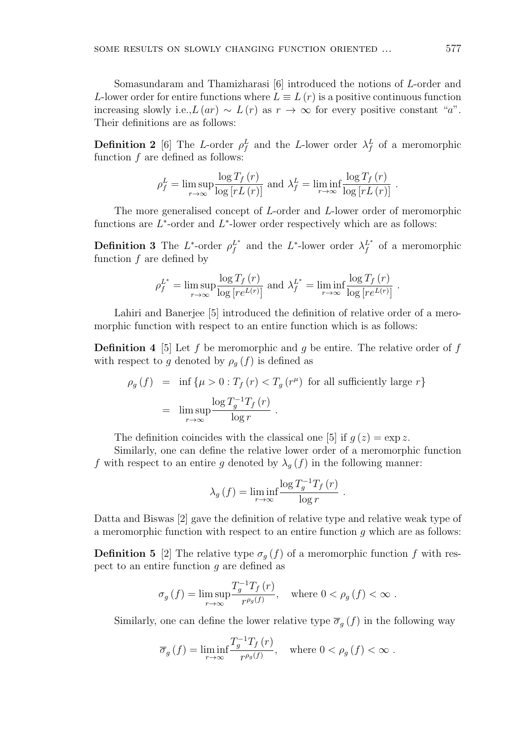Somasundaram and Thamizharasi [6] introduced the notions of $L$-order and $L$-lower order for entire functions where $L \equiv L(r)$ is a positive continuous function increasing slowly i.e.,$L(ar) \sim L(r)$ as $r \to \infty$ for every positive constant "$a$". Their definitions are as follows:

**Definition 2** [6] The $L$-order $\rho_f^L$ and the $L$-lower order $\lambda_f^L$ of a meromorphic function $f$ are defined as follows:

$$\rho_f^L = \limsup_{r\to\infty} \frac{\log T_f(r)}{\log [rL(r)]} \text{ and } \lambda_f^L = \liminf_{r\to\infty} \frac{\log T_f(r)}{\log [rL(r)]} .$$

The more generalised concept of $L$-order and $L$-lower order of meromorphic functions are $L^*$-order and $L^*$-lower order respectively which are as follows:

**Definition 3** The $L^*$-order $\rho_f^{L^*}$ and the $L^*$-lower order $\lambda_f^{L^*}$ of a meromorphic function $f$ are defined by

$$\rho_f^{L^*} = \limsup_{r\to\infty} \frac{\log T_f(r)}{\log [re^{L(r)}]} \text{ and } \lambda_f^{L^*} = \liminf_{r\to\infty} \frac{\log T_f(r)}{\log [re^{L(r)}]} .$$

Lahiri and Banerjee [5] introduced the definition of relative order of a meromorphic function with respect to an entire function which is as follows:

**Definition 4** [5] Let $f$ be meromorphic and $g$ be entire. The relative order of $f$ with respect to $g$ denoted by $\rho_g(f)$ is defined as

$$\begin{aligned}
\rho_g(f) &= \inf \{\mu > 0 : T_f(r) < T_g(r^\mu) \text{ for all sufficiently large } r\} \\
&= \limsup_{r\to\infty} \frac{\log T_g^{-1} T_f(r)}{\log r} .
\end{aligned}$$

The definition coincides with the classical one [5] if $g(z) = \exp z$.

Similarly, one can define the relative lower order of a meromorphic function $f$ with respect to an entire $g$ denoted by $\lambda_g(f)$ in the following manner:

$$\lambda_g(f) = \liminf_{r\to\infty} \frac{\log T_g^{-1} T_f(r)}{\log r} .$$

Datta and Biswas [2] gave the definition of relative type and relative weak type of a meromorphic function with respect to an entire function $g$ which are as follows:

**Definition 5** [2] The relative type $\sigma_g(f)$ of a meromorphic function $f$ with respect to an entire function $g$ are defined as

$$\sigma_g(f) = \limsup_{r\to\infty} \frac{T_g^{-1} T_f(r)}{r^{\rho_g(f)}}, \quad \text{where } 0 < \rho_g(f) < \infty .$$

Similarly, one can define the lower relative type $\overline{\sigma}_g(f)$ in the following way

$$\overline{\sigma}_g(f) = \liminf_{r\to\infty} \frac{T_g^{-1} T_f(r)}{r^{\rho_g(f)}}, \quad \text{where } 0 < \rho_g(f) < \infty .$$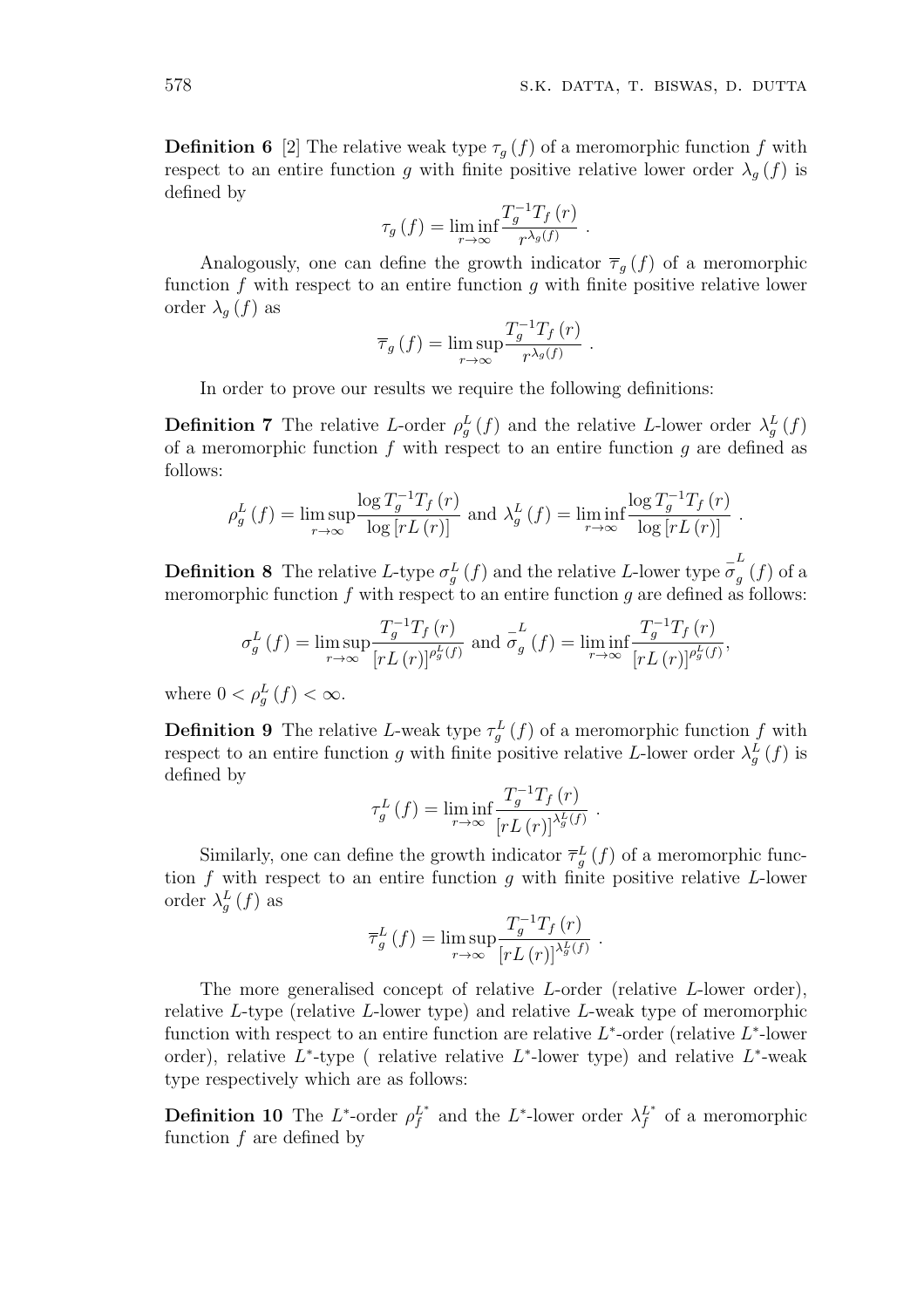**Definition 6** [2] The relative weak type $\tau_g(f)$ of a meromorphic function $f$ with respect to an entire function $g$ with finite positive relative lower order $\lambda_g(f)$ is defined by

$$\tau_g(f) = \liminf_{r\to\infty} \frac{T_g^{-1} T_f(r)}{r^{\lambda_g(f)}} \ .$$

Analogously, one can define the growth indicator $\overline{\tau}_g(f)$ of a meromorphic function $f$ with respect to an entire function $g$ with finite positive relative lower order $\lambda_g(f)$ as

$$\overline{\tau}_g(f) = \limsup_{r\to\infty} \frac{T_g^{-1} T_f(r)}{r^{\lambda_g(f)}} \ .$$

In order to prove our results we require the following definitions:

**Definition 7** The relative $L$-order $\rho_g^L(f)$ and the relative $L$-lower order $\lambda_g^L(f)$ of a meromorphic function $f$ with respect to an entire function $g$ are defined as follows:

$$\rho_g^L(f) = \limsup_{r\to\infty} \frac{\log T_g^{-1} T_f(r)}{\log [rL(r)]} \text{ and } \lambda_g^L(f) = \liminf_{r\to\infty} \frac{\log T_g^{-1} T_f(r)}{\log [rL(r)]} \ .$$

**Definition 8** The relative $L$-type $\sigma_g^L(f)$ and the relative $L$-lower type $\bar{\sigma}_g^L(f)$ of a meromorphic function $f$ with respect to an entire function $g$ are defined as follows:

$$\sigma_g^L(f) = \limsup_{r\to\infty} \frac{T_g^{-1} T_f(r)}{[rL(r)]^{\rho_g^L(f)}} \text{ and } \bar{\sigma}_g^L(f) = \liminf_{r\to\infty} \frac{T_g^{-1} T_f(r)}{[rL(r)]^{\rho_g^L(f)}},$$

where $0 < \rho_g^L(f) < \infty$.

**Definition 9** The relative $L$-weak type $\tau_g^L(f)$ of a meromorphic function $f$ with respect to an entire function $g$ with finite positive relative $L$-lower order $\lambda_g^L(f)$ is defined by

$$\tau_g^L(f) = \liminf_{r\to\infty} \frac{T_g^{-1} T_f(r)}{[rL(r)]^{\lambda_g^L(f)}} \ .$$

Similarly, one can define the growth indicator $\overline{\tau}_g^L(f)$ of a meromorphic function $f$ with respect to an entire function $g$ with finite positive relative $L$-lower order $\lambda_g^L(f)$ as

$$\overline{\tau}_g^L(f) = \limsup_{r\to\infty} \frac{T_g^{-1} T_f(r)}{[rL(r)]^{\lambda_g^L(f)}} \ .$$

The more generalised concept of relative $L$-order (relative $L$-lower order), relative $L$-type (relative $L$-lower type) and relative $L$-weak type of meromorphic function with respect to an entire function are relative $L^*$-order (relative $L^*$-lower order), relative $L^*$-type ( relative relative $L^*$-lower type) and relative $L^*$-weak type respectively which are as follows:

**Definition 10** The $L^*$-order $\rho_f^{L^*}$ and the $L^*$-lower order $\lambda_f^{L^*}$ of a meromorphic function $f$ are defined by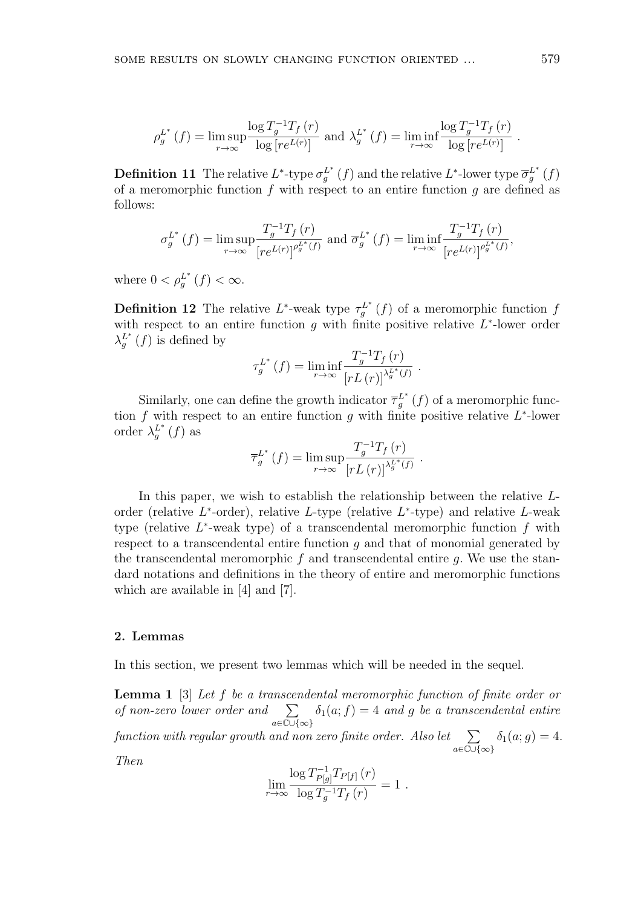$$\rho_g^{L^*}(f) = \limsup_{r\to\infty} \frac{\log T_g^{-1} T_f(r)}{\log\left[re^{L(r)}\right]} \text{ and } \lambda_g^{L^*}(f) = \liminf_{r\to\infty} \frac{\log T_g^{-1} T_f(r)}{\log\left[re^{L(r)}\right]} \ .$$

**Definition 11** The relative $L^*$-type $\sigma_g^{L^*}(f)$ and the relative $L^*$-lower type $\overline{\sigma}_g^{L^*}(f)$ of a meromorphic function $f$ with respect to an entire function $g$ are defined as follows:

$$\sigma_g^{L^*}(f) = \limsup_{r\to\infty} \frac{T_g^{-1} T_f(r)}{\left[re^{L(r)}\right]^{\rho_g^{L^*}(f)}} \text{ and } \overline{\sigma}_g^{L^*}(f) = \liminf_{r\to\infty} \frac{T_g^{-1} T_f(r)}{\left[re^{L(r)}\right]^{\rho_g^{L^*}(f)}},$$

where $0 < \rho_g^{L^*}(f) < \infty$.

**Definition 12** The relative $L^*$-weak type $\tau_g^{L^*}(f)$ of a meromorphic function $f$ with respect to an entire function $g$ with finite positive relative $L^*$-lower order $\lambda_g^{L^*}(f)$ is defined by

$$\tau_g^{L^*}(f) = \liminf_{r\to\infty} \frac{T_g^{-1} T_f(r)}{\left[rL(r)\right]^{\lambda_g^{L^*}(f)}} \ .$$

Similarly, one can define the growth indicator $\overline{\tau}_g^{L^*}(f)$ of a meromorphic function $f$ with respect to an entire function $g$ with finite positive relative $L^*$-lower order $\lambda_g^{L^*}(f)$ as

$$\overline{\tau}_g^{L^*}(f) = \limsup_{r\to\infty} \frac{T_g^{-1} T_f(r)}{\left[rL(r)\right]^{\lambda_g^{L^*}(f)}} \ .$$

In this paper, we wish to establish the relationship between the relative $L$-order (relative $L^*$-order), relative $L$-type (relative $L^*$-type) and relative $L$-weak type (relative $L^*$-weak type) of a transcendental meromorphic function $f$ with respect to a transcendental entire function $g$ and that of monomial generated by the transcendental meromorphic $f$ and transcendental entire $g$. We use the standard notations and definitions in the theory of entire and meromorphic functions which are available in [4] and [7].

## 2. Lemmas

In this section, we present two lemmas which will be needed in the sequel.

**Lemma 1** [3] *Let $f$ be a transcendental meromorphic function of finite order or of non-zero lower order and $\sum_{a\in\mathbb{C}\cup\{\infty\}} \delta_1(a;f) = 4$ and $g$ be a transcendental entire function with regular growth and non zero finite order. Also let $\sum_{a\in\mathbb{C}\cup\{\infty\}} \delta_1(a;g) = 4$. Then*

$$\lim_{r\to\infty} \frac{\log T_{P[g]}^{-1} T_{P[f]}(r)}{\log T_g^{-1} T_f(r)} = 1 \ .$$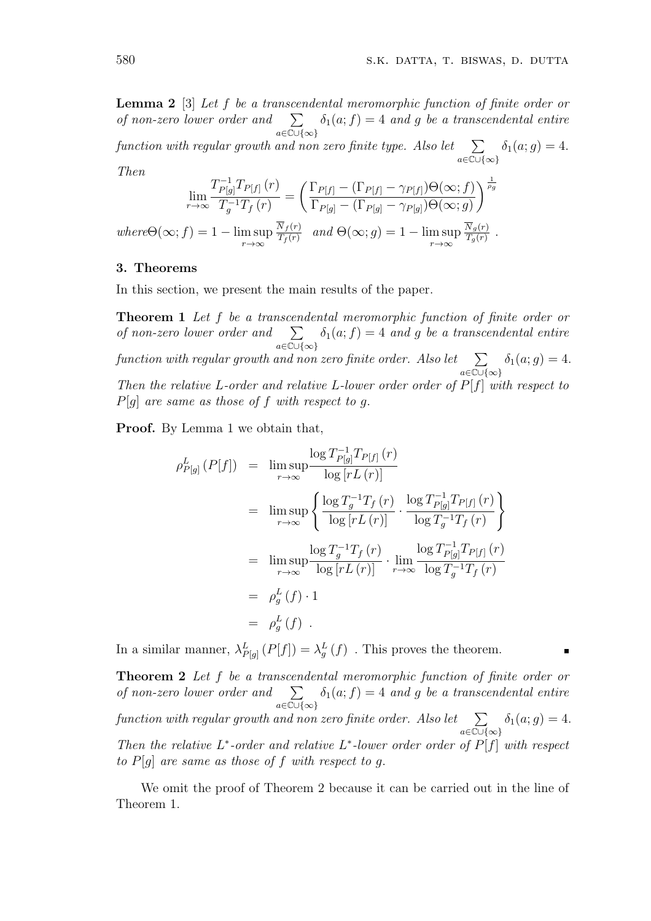**Lemma 2** [3] *Let $f$ be a transcendental meromorphic function of finite order or of non-zero lower order and $\sum_{a\in\mathbb{C}\cup\{\infty\}} \delta_1(a;f) = 4$ and $g$ be a transcendental entire function with regular growth and non zero finite type. Also let $\sum_{a\in\mathbb{C}\cup\{\infty\}} \delta_1(a;g) = 4$. Then*

$$\lim_{r\to\infty} \frac{T_{P[g]}^{-1}T_{P[f]}(r)}{T_g^{-1}T_f(r)} = \left(\frac{\Gamma_{P[f]} - (\Gamma_{P[f]} - \gamma_{P[f]})\Theta(\infty;f)}{\Gamma_{P[g]} - (\Gamma_{P[g]} - \gamma_{P[g]})\Theta(\infty;g)}\right)^{\frac{1}{\rho_g}}$$

*where* $\Theta(\infty;f) = 1 - \limsup_{r\to\infty} \frac{\overline{N}_f(r)}{T_f(r)}$ *and* $\Theta(\infty;g) = 1 - \limsup_{r\to\infty} \frac{\overline{N}_g(r)}{T_g(r)}$ .

## 3. Theorems

In this section, we present the main results of the paper.

**Theorem 1** *Let $f$ be a transcendental meromorphic function of finite order or of non-zero lower order and $\sum_{a\in\mathbb{C}\cup\{\infty\}} \delta_1(a;f) = 4$ and $g$ be a transcendental entire function with regular growth and non zero finite order. Also let $\sum_{a\in\mathbb{C}\cup\{\infty\}} \delta_1(a;g) = 4$. Then the relative $L$-order and relative $L$-lower order order of $P[f]$ with respect to $P[g]$ are same as those of $f$ with respect to $g$.*

**Proof.** By Lemma 1 we obtain that,

$$\begin{aligned}
\rho_{P[g]}^L(P[f]) &= \limsup_{r\to\infty} \frac{\log T_{P[g]}^{-1}T_{P[f]}(r)}{\log[rL(r)]} \\
&= \limsup_{r\to\infty} \left\{ \frac{\log T_g^{-1}T_f(r)}{\log[rL(r)]} \cdot \frac{\log T_{P[g]}^{-1}T_{P[f]}(r)}{\log T_g^{-1}T_f(r)} \right\} \\
&= \limsup_{r\to\infty} \frac{\log T_g^{-1}T_f(r)}{\log[rL(r)]} \cdot \lim_{r\to\infty} \frac{\log T_{P[g]}^{-1}T_{P[f]}(r)}{\log T_g^{-1}T_f(r)} \\
&= \rho_g^L(f) \cdot 1 \\
&= \rho_g^L(f) \ .
\end{aligned}$$

In a similar manner, $\lambda_{P[g]}^L(P[f]) = \lambda_g^L(f)$ . This proves the theorem. ∎

**Theorem 2** *Let $f$ be a transcendental meromorphic function of finite order or of non-zero lower order and $\sum_{a\in\mathbb{C}\cup\{\infty\}} \delta_1(a;f) = 4$ and $g$ be a transcendental entire function with regular growth and non zero finite order. Also let $\sum_{a\in\mathbb{C}\cup\{\infty\}} \delta_1(a;g) = 4$. Then the relative $L^*$-order and relative $L^*$-lower order order of $P[f]$ with respect to $P[g]$ are same as those of $f$ with respect to $g$.*

We omit the proof of Theorem 2 because it can be carried out in the line of Theorem 1.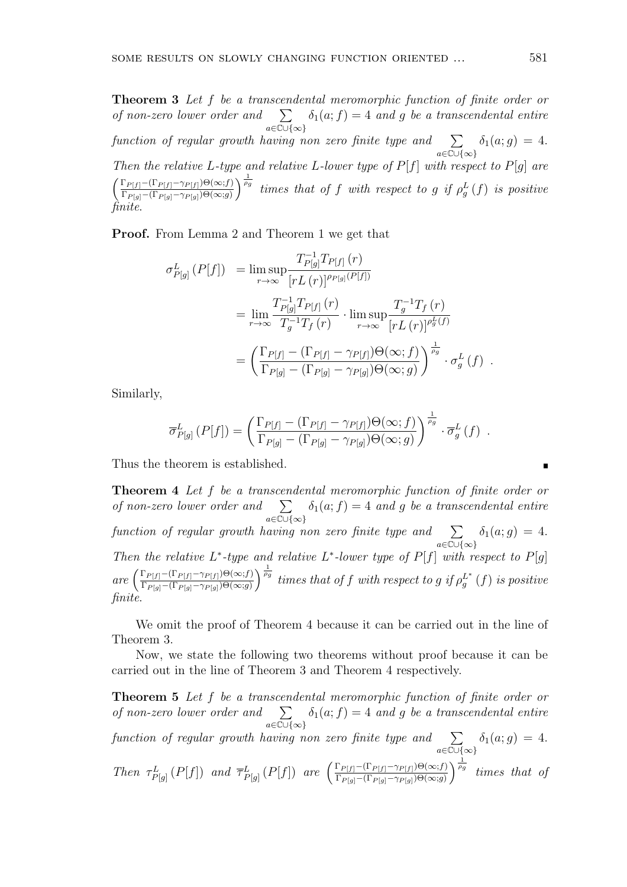**Theorem 3** *Let $f$ be a transcendental meromorphic function of finite order or of non-zero lower order and $\sum_{a\in\mathbb{C}\cup\{\infty\}} \delta_1(a;f) = 4$ and $g$ be a transcendental entire function of regular growth having non zero finite type and $\sum_{a\in\mathbb{C}\cup\{\infty\}} \delta_1(a;g) = 4$. Then the relative $L$-type and relative $L$-lower type of $P[f]$ with respect to $P[g]$ are $\left(\frac{\Gamma_{P[f]}-(\Gamma_{P[f]}-\gamma_{P[f]})\Theta(\infty;f)}{\Gamma_{P[g]}-(\Gamma_{P[g]}-\gamma_{P[g]})\Theta(\infty;g)}\right)^{\frac{1}{\rho_g}}$ times that of $f$ with respect to $g$ if $\rho_g^L(f)$ is positive finite.*

**Proof.** From Lemma 2 and Theorem 1 we get that

$$\begin{aligned}
\sigma_{P[g]}^L(P[f]) &= \limsup_{r\to\infty} \frac{T_{P[g]}^{-1}T_{P[f]}(r)}{[rL(r)]^{\rho_{P[g]}(P[f])}} \\
&= \lim_{r\to\infty} \frac{T_{P[g]}^{-1}T_{P[f]}(r)}{T_g^{-1}T_f(r)} \cdot \limsup_{r\to\infty} \frac{T_g^{-1}T_f(r)}{[rL(r)]^{\rho_g^L(f)}} \\
&= \left(\frac{\Gamma_{P[f]}-(\Gamma_{P[f]}-\gamma_{P[f]})\Theta(\infty;f)}{\Gamma_{P[g]}-(\Gamma_{P[g]}-\gamma_{P[g]})\Theta(\infty;g)}\right)^{\frac{1}{\rho_g}} \cdot \sigma_g^L(f) \ .
\end{aligned}$$

Similarly,

$$\overline{\sigma}_{P[g]}^L(P[f]) = \left(\frac{\Gamma_{P[f]}-(\Gamma_{P[f]}-\gamma_{P[f]})\Theta(\infty;f)}{\Gamma_{P[g]}-(\Gamma_{P[g]}-\gamma_{P[g]})\Theta(\infty;g)}\right)^{\frac{1}{\rho_g}} \cdot \overline{\sigma}_g^L(f) \ .$$

Thus the theorem is established. ∎

**Theorem 4** *Let $f$ be a transcendental meromorphic function of finite order or of non-zero lower order and $\sum_{a\in\mathbb{C}\cup\{\infty\}} \delta_1(a;f) = 4$ and $g$ be a transcendental entire function of regular growth having non zero finite type and $\sum_{a\in\mathbb{C}\cup\{\infty\}} \delta_1(a;g) = 4$. Then the relative $L^*$-type and relative $L^*$-lower type of $P[f]$ with respect to $P[g]$ are $\left(\frac{\Gamma_{P[f]}-(\Gamma_{P[f]}-\gamma_{P[f]})\Theta(\infty;f)}{\Gamma_{P[g]}-(\Gamma_{P[g]}-\gamma_{P[g]})\Theta(\infty;g)}\right)^{\frac{1}{\rho_g}}$ times that of $f$ with respect to $g$ if $\rho_g^{L^*}(f)$ is positive finite.*

We omit the proof of Theorem 4 because it can be carried out in the line of Theorem 3.

Now, we state the following two theorems without proof because it can be carried out in the line of Theorem 3 and Theorem 4 respectively.

**Theorem 5** *Let $f$ be a transcendental meromorphic function of finite order or of non-zero lower order and $\sum_{a\in\mathbb{C}\cup\{\infty\}} \delta_1(a;f) = 4$ and $g$ be a transcendental entire function of regular growth having non zero finite type and $\sum_{a\in\mathbb{C}\cup\{\infty\}} \delta_1(a;g) = 4$. Then $\tau_{P[g]}^L(P[f])$ and $\overline{\tau}_{P[g]}^L(P[f])$ are $\left(\frac{\Gamma_{P[f]}-(\Gamma_{P[f]}-\gamma_{P[f]})\Theta(\infty;f)}{\Gamma_{P[g]}-(\Gamma_{P[g]}-\gamma_{P[g]})\Theta(\infty;g)}\right)^{\frac{1}{\rho_g}}$ times that of*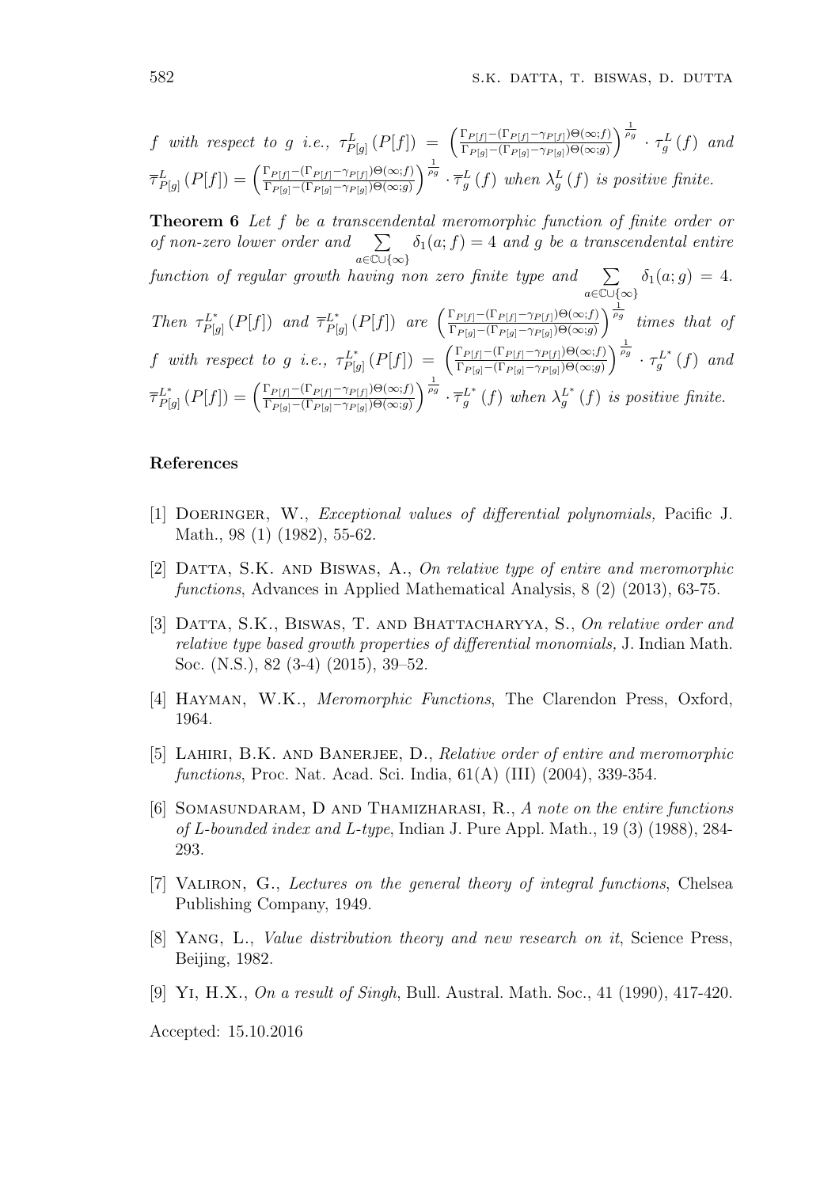*f with respect to g i.e.,* $\tau^{L}_{P[g]}(P[f]) = \left(\frac{\Gamma_{P[f]} - (\Gamma_{P[f]} - \gamma_{P[f]})\Theta(\infty;f)}{\Gamma_{P[g]} - (\Gamma_{P[g]} - \gamma_{P[g]})\Theta(\infty;g)}\right)^{\frac{1}{\rho_g}} \cdot \tau^{L}_{g}(f)$ *and* $\overline{\tau}^{L}_{P[g]}(P[f]) = \left(\frac{\Gamma_{P[f]} - (\Gamma_{P[f]} - \gamma_{P[f]})\Theta(\infty;f)}{\Gamma_{P[g]} - (\Gamma_{P[g]} - \gamma_{P[g]})\Theta(\infty;g)}\right)^{\frac{1}{\rho_g}} \cdot \overline{\tau}^{L}_{g}(f)$ *when* $\lambda^{L}_{g}(f)$ *is positive finite.*

**Theorem 6** *Let f be a transcendental meromorphic function of finite order or of non-zero lower order and* $\sum_{a\in\mathbb{C}\cup\{\infty\}} \delta_1(a;f) = 4$ *and g be a transcendental entire function of regular growth having non zero finite type and* $\sum_{a\in\mathbb{C}\cup\{\infty\}} \delta_1(a;g) = 4$*. Then* $\tau^{L^*}_{P[g]}(P[f])$ *and* $\overline{\tau}^{L^*}_{P[g]}(P[f])$ *are* $\left(\frac{\Gamma_{P[f]} - (\Gamma_{P[f]} - \gamma_{P[f]})\Theta(\infty;f)}{\Gamma_{P[g]} - (\Gamma_{P[g]} - \gamma_{P[g]})\Theta(\infty;g)}\right)^{\frac{1}{\rho_g}}$ *times that of f with respect to g i.e.,* $\tau^{L^*}_{P[g]}(P[f]) = \left(\frac{\Gamma_{P[f]} - (\Gamma_{P[f]} - \gamma_{P[f]})\Theta(\infty;f)}{\Gamma_{P[g]} - (\Gamma_{P[g]} - \gamma_{P[g]})\Theta(\infty;g)}\right)^{\frac{1}{\rho_g}} \cdot \tau^{L^*}_{g}(f)$ *and* $\overline{\tau}^{L^*}_{P[g]}(P[f]) = \left(\frac{\Gamma_{P[f]} - (\Gamma_{P[f]} - \gamma_{P[f]})\Theta(\infty;f)}{\Gamma_{P[g]} - (\Gamma_{P[g]} - \gamma_{P[g]})\Theta(\infty;g)}\right)^{\frac{1}{\rho_g}} \cdot \overline{\tau}^{L^*}_{g}(f)$ *when* $\lambda^{L^*}_{g}(f)$ *is positive finite.*

## References

[1] Doeringer, W., *Exceptional values of differential polynomials,* Pacific J. Math., 98 (1) (1982), 55-62.

[2] Datta, S.K. and Biswas, A., *On relative type of entire and meromorphic functions*, Advances in Applied Mathematical Analysis, 8 (2) (2013), 63-75.

[3] Datta, S.K., Biswas, T. and Bhattacharyya, S., *On relative order and relative type based growth properties of differential monomials,* J. Indian Math. Soc. (N.S.), 82 (3-4) (2015), 39–52.

[4] Hayman, W.K., *Meromorphic Functions*, The Clarendon Press, Oxford, 1964.

[5] Lahiri, B.K. and Banerjee, D., *Relative order of entire and meromorphic functions*, Proc. Nat. Acad. Sci. India, 61(A) (III) (2004), 339-354.

[6] Somasundaram, D and Thamizharasi, R., *A note on the entire functions of L-bounded index and L-type*, Indian J. Pure Appl. Math., 19 (3) (1988), 284-293.

[7] Valiron, G., *Lectures on the general theory of integral functions*, Chelsea Publishing Company, 1949.

[8] Yang, L., *Value distribution theory and new research on it*, Science Press, Beijing, 1982.

[9] Yi, H.X., *On a result of Singh*, Bull. Austral. Math. Soc., 41 (1990), 417-420.

Accepted: 15.10.2016